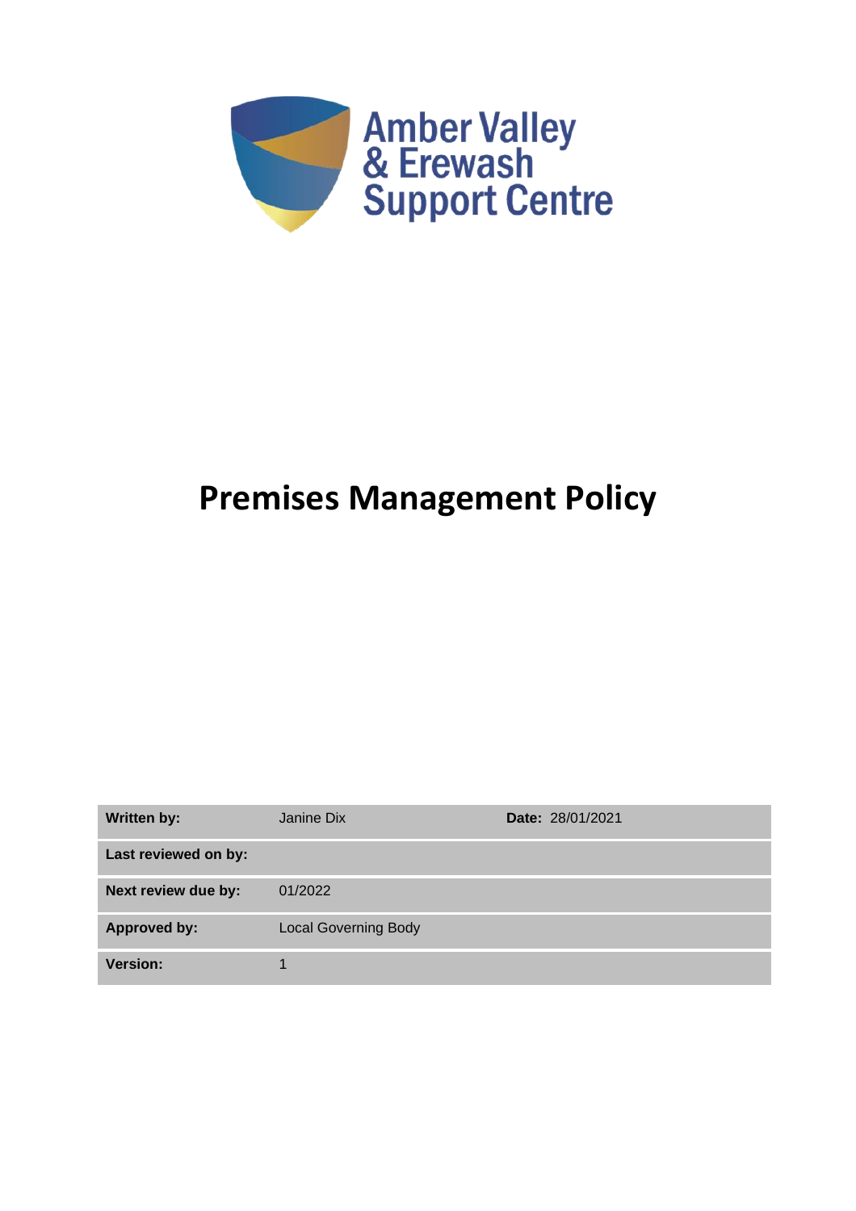Amber Valley & Erewash Support Centre

# Premises Management Policy

| Written by: | Janine Dix | Date: 28/01/2021 |
|---|---|---|
| Last reviewed on by: | | |
| Next review due by: | 01/2022 | |
| Approved by: | Local Governing Body | |
| Version: | 1 | |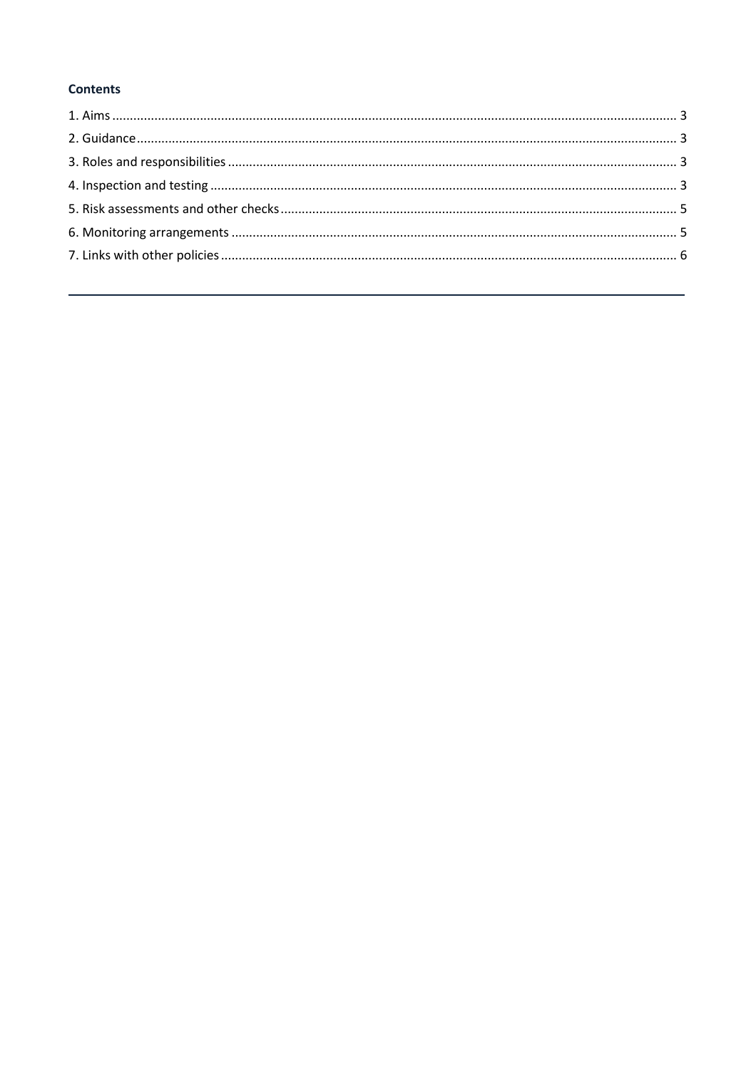**Contents**

1. Aims ........................................................................................................ 3
2. Guidance ................................................................................................. 3
3. Roles and responsibilities ....................................................................... 3
4. Inspection and testing ............................................................................ 3
5. Risk assessments and other checks ........................................................ 5
6. Monitoring arrangements ....................................................................... 5
7. Links with other policies ......................................................................... 6

---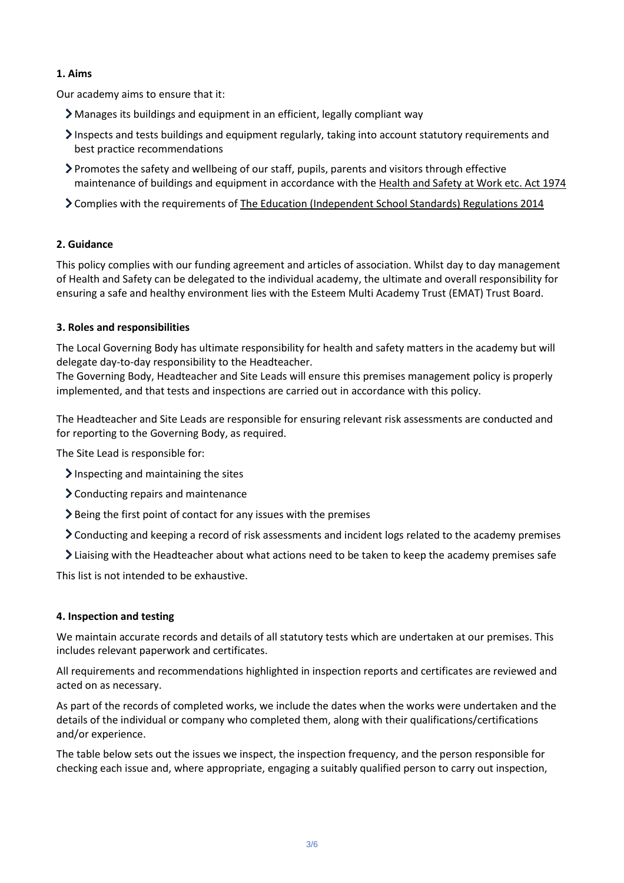## 1. Aims

Our academy aims to ensure that it:

- Manages its buildings and equipment in an efficient, legally compliant way
- Inspects and tests buildings and equipment regularly, taking into account statutory requirements and best practice recommendations
- Promotes the safety and wellbeing of our staff, pupils, parents and visitors through effective maintenance of buildings and equipment in accordance with the Health and Safety at Work etc. Act 1974
- Complies with the requirements of The Education (Independent School Standards) Regulations 2014

## 2. Guidance

This policy complies with our funding agreement and articles of association. Whilst day to day management of Health and Safety can be delegated to the individual academy, the ultimate and overall responsibility for ensuring a safe and healthy environment lies with the Esteem Multi Academy Trust (EMAT) Trust Board.

## 3. Roles and responsibilities

The Local Governing Body has ultimate responsibility for health and safety matters in the academy but will delegate day-to-day responsibility to the Headteacher.
The Governing Body, Headteacher and Site Leads will ensure this premises management policy is properly implemented, and that tests and inspections are carried out in accordance with this policy.

The Headteacher and Site Leads are responsible for ensuring relevant risk assessments are conducted and for reporting to the Governing Body, as required.

The Site Lead is responsible for:

- Inspecting and maintaining the sites
- Conducting repairs and maintenance
- Being the first point of contact for any issues with the premises
- Conducting and keeping a record of risk assessments and incident logs related to the academy premises
- Liaising with the Headteacher about what actions need to be taken to keep the academy premises safe

This list is not intended to be exhaustive.

## 4. Inspection and testing

We maintain accurate records and details of all statutory tests which are undertaken at our premises. This includes relevant paperwork and certificates.

All requirements and recommendations highlighted in inspection reports and certificates are reviewed and acted on as necessary.

As part of the records of completed works, we include the dates when the works were undertaken and the details of the individual or company who completed them, along with their qualifications/certifications and/or experience.

The table below sets out the issues we inspect, the inspection frequency, and the person responsible for checking each issue and, where appropriate, engaging a suitably qualified person to carry out inspection,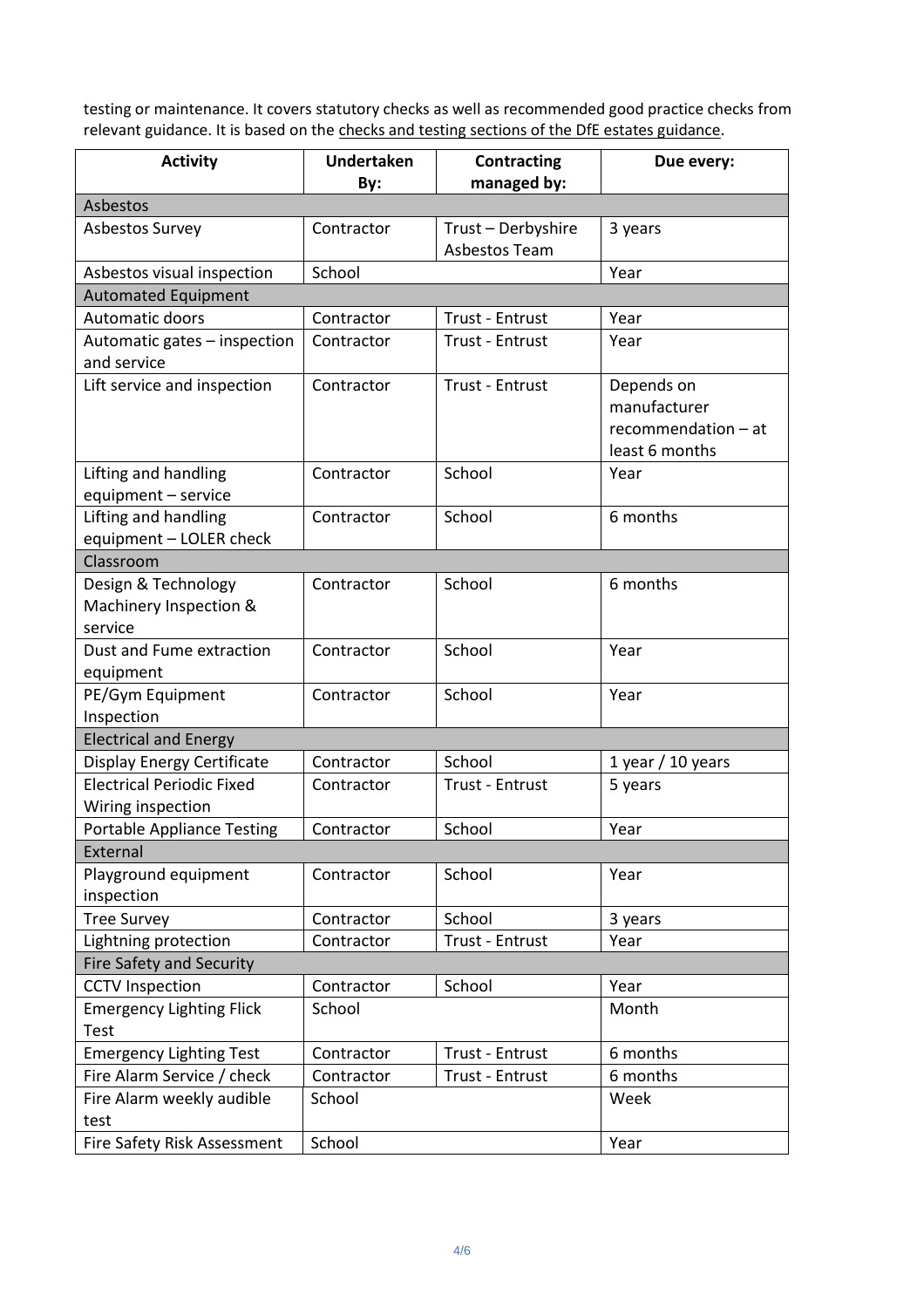testing or maintenance. It covers statutory checks as well as recommended good practice checks from relevant guidance. It is based on the checks and testing sections of the DfE estates guidance.

| Activity | Undertaken By: | Contracting managed by: | Due every: |
|---|---|---|---|
| Asbestos | | | |
| Asbestos Survey | Contractor | Trust – Derbyshire Asbestos Team | 3 years |
| Asbestos visual inspection | School | | Year |
| Automated Equipment | | | |
| Automatic doors | Contractor | Trust - Entrust | Year |
| Automatic gates – inspection and service | Contractor | Trust - Entrust | Year |
| Lift service and inspection | Contractor | Trust - Entrust | Depends on manufacturer recommendation – at least 6 months |
| Lifting and handling equipment – service | Contractor | School | Year |
| Lifting and handling equipment – LOLER check | Contractor | School | 6 months |
| Classroom | | | |
| Design & Technology Machinery Inspection & service | Contractor | School | 6 months |
| Dust and Fume extraction equipment | Contractor | School | Year |
| PE/Gym Equipment Inspection | Contractor | School | Year |
| Electrical and Energy | | | |
| Display Energy Certificate | Contractor | School | 1 year / 10 years |
| Electrical Periodic Fixed Wiring inspection | Contractor | Trust - Entrust | 5 years |
| Portable Appliance Testing | Contractor | School | Year |
| External | | | |
| Playground equipment inspection | Contractor | School | Year |
| Tree Survey | Contractor | School | 3 years |
| Lightning protection | Contractor | Trust - Entrust | Year |
| Fire Safety and Security | | | |
| CCTV Inspection | Contractor | School | Year |
| Emergency Lighting Flick Test | School | | Month |
| Emergency Lighting Test | Contractor | Trust - Entrust | 6 months |
| Fire Alarm Service / check | Contractor | Trust - Entrust | 6 months |
| Fire Alarm weekly audible test | School | | Week |
| Fire Safety Risk Assessment | School | | Year |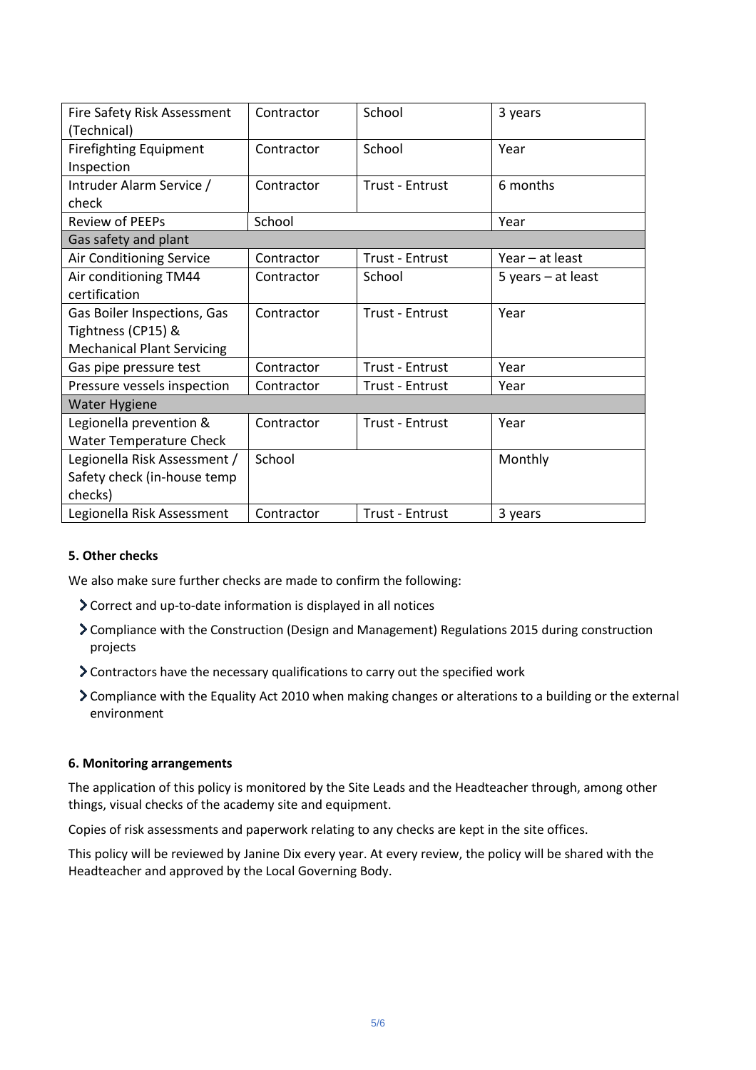| Fire Safety Risk Assessment (Technical) | Contractor | School | 3 years |
|---|---|---|---|
| Firefighting Equipment Inspection | Contractor | School | Year |
| Intruder Alarm Service / check | Contractor | Trust - Entrust | 6 months |
| Review of PEEPs | School | | Year |
| Gas safety and plant | | | |
| Air Conditioning Service | Contractor | Trust - Entrust | Year – at least |
| Air conditioning TM44 certification | Contractor | School | 5 years – at least |
| Gas Boiler Inspections, Gas Tightness (CP15) & Mechanical Plant Servicing | Contractor | Trust - Entrust | Year |
| Gas pipe pressure test | Contractor | Trust - Entrust | Year |
| Pressure vessels inspection | Contractor | Trust - Entrust | Year |
| Water Hygiene | | | |
| Legionella prevention & Water Temperature Check | Contractor | Trust - Entrust | Year |
| Legionella Risk Assessment / Safety check (in-house temp checks) | School | | Monthly |
| Legionella Risk Assessment | Contractor | Trust - Entrust | 3 years |

**5. Other checks**

We also make sure further checks are made to confirm the following:

- Correct and up-to-date information is displayed in all notices
- Compliance with the Construction (Design and Management) Regulations 2015 during construction projects
- Contractors have the necessary qualifications to carry out the specified work
- Compliance with the Equality Act 2010 when making changes or alterations to a building or the external environment

**6. Monitoring arrangements**

The application of this policy is monitored by the Site Leads and the Headteacher through, among other things, visual checks of the academy site and equipment.

Copies of risk assessments and paperwork relating to any checks are kept in the site offices.

This policy will be reviewed by Janine Dix every year. At every review, the policy will be shared with the Headteacher and approved by the Local Governing Body.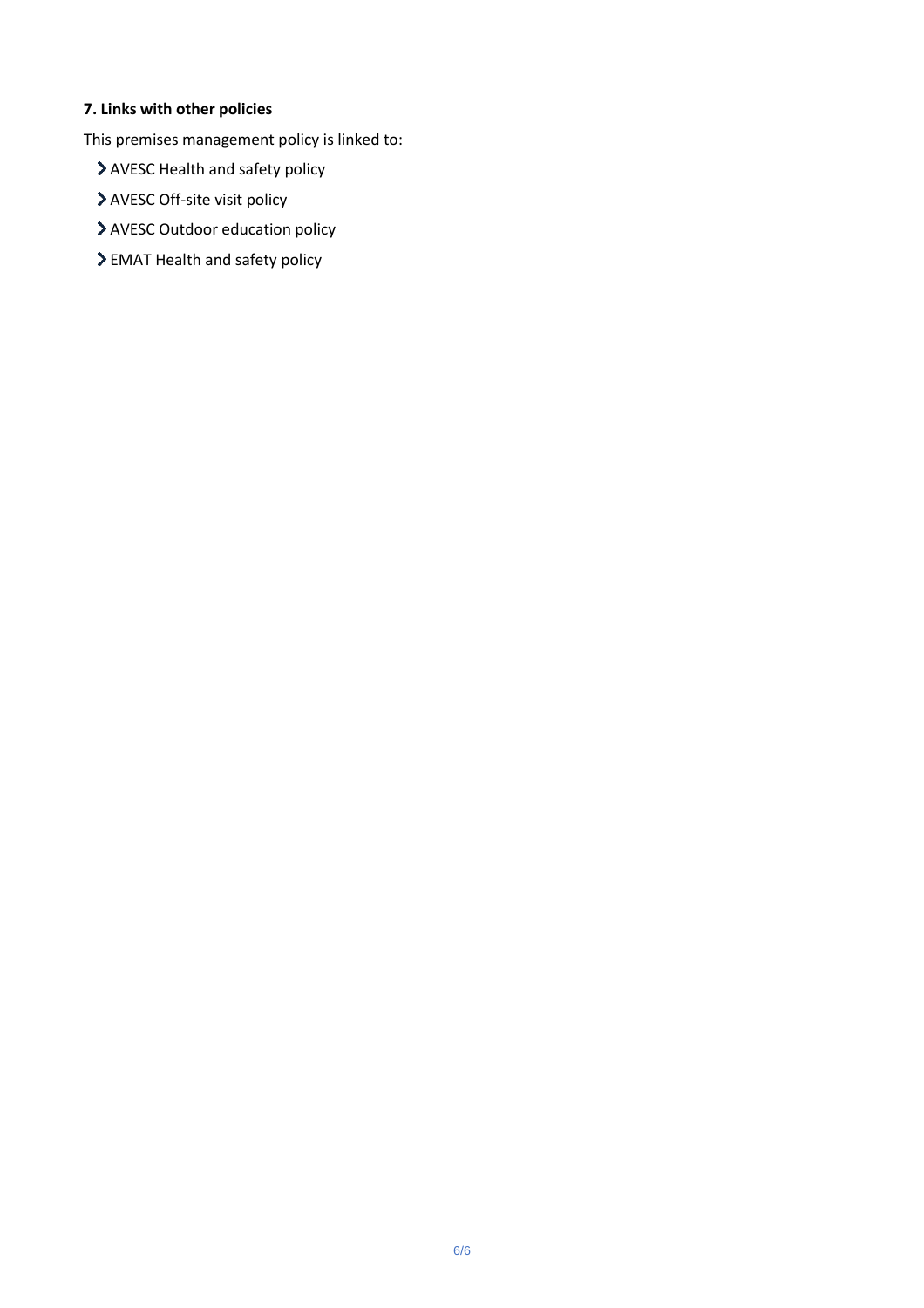### 7. Links with other policies

This premises management policy is linked to:

- AVESC Health and safety policy
- AVESC Off-site visit policy
- AVESC Outdoor education policy
- EMAT Health and safety policy